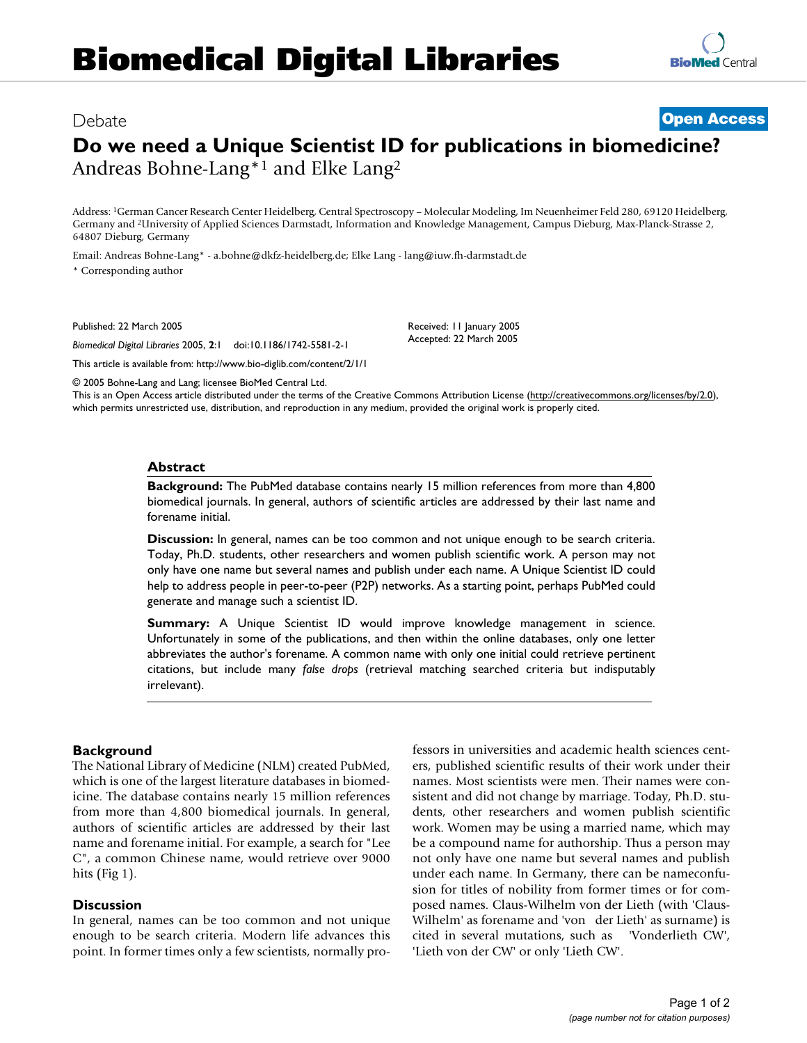# Biomedical Digital Libraries

Debate **Open Access**

# Do we need a Unique Scientist ID for publications in biomedicine?

Andreas Bohne-Lang*[1] and Elke Lang[2]

Address: [1]German Cancer Research Center Heidelberg, Central Spectroscopy – Molecular Modeling, Im Neuenheimer Feld 280, 69120 Heidelberg, Germany and [2]University of Applied Sciences Darmstadt, Information and Knowledge Management, Campus Dieburg, Max-Planck-Strasse 2, 64807 Dieburg, Germany

Email: Andreas Bohne-Lang* - a.bohne@dkfz-heidelberg.de; Elke Lang - lang@iuw.fh-darmstadt.de

* Corresponding author

Published: 22 March 2005

*Biomedical Digital Libraries* 2005, **2**:1 doi:10.1186/1742-5581-2-1

Received: 11 January 2005
Accepted: 22 March 2005

This article is available from: http://www.bio-diglib.com/content/2/1/1

© 2005 Bohne-Lang and Lang; licensee BioMed Central Ltd.
This is an Open Access article distributed under the terms of the Creative Commons Attribution License (http://creativecommons.org/licenses/by/2.0), which permits unrestricted use, distribution, and reproduction in any medium, provided the original work is properly cited.

## Abstract

**Background:** The PubMed database contains nearly 15 million references from more than 4,800 biomedical journals. In general, authors of scientific articles are addressed by their last name and forename initial.

**Discussion:** In general, names can be too common and not unique enough to be search criteria. Today, Ph.D. students, other researchers and women publish scientific work. A person may not only have one name but several names and publish under each name. A Unique Scientist ID could help to address people in peer-to-peer (P2P) networks. As a starting point, perhaps PubMed could generate and manage such a scientist ID.

**Summary:** A Unique Scientist ID would improve knowledge management in science. Unfortunately in some of the publications, and then within the online databases, only one letter abbreviates the author's forename. A common name with only one initial could retrieve pertinent citations, but include many *false drops* (retrieval matching searched criteria but indisputably irrelevant).

## Background

The National Library of Medicine (NLM) created PubMed, which is one of the largest literature databases in biomedicine. The database contains nearly 15 million references from more than 4,800 biomedical journals. In general, authors of scientific articles are addressed by their last name and forename initial. For example, a search for "Lee C", a common Chinese name, would retrieve over 9000 hits (Fig 1).

## Discussion

In general, names can be too common and not unique enough to be search criteria. Modern life advances this point. In former times only a few scientists, normally professors in universities and academic health sciences centers, published scientific results of their work under their names. Most scientists were men. Their names were consistent and did not change by marriage. Today, Ph.D. students, other researchers and women publish scientific work. Women may be using a married name, which may be a compound name for authorship. Thus a person may not only have one name but several names and publish under each name. In Germany, there can be nameconfusion for titles of nobility from former times or for composed names. Claus-Wilhelm von der Lieth (with 'Claus-Wilhelm' as forename and 'von der Lieth' as surname) is cited in several mutations, such as 'Vonderlieth CW', 'Lieth von der CW' or only 'Lieth CW'.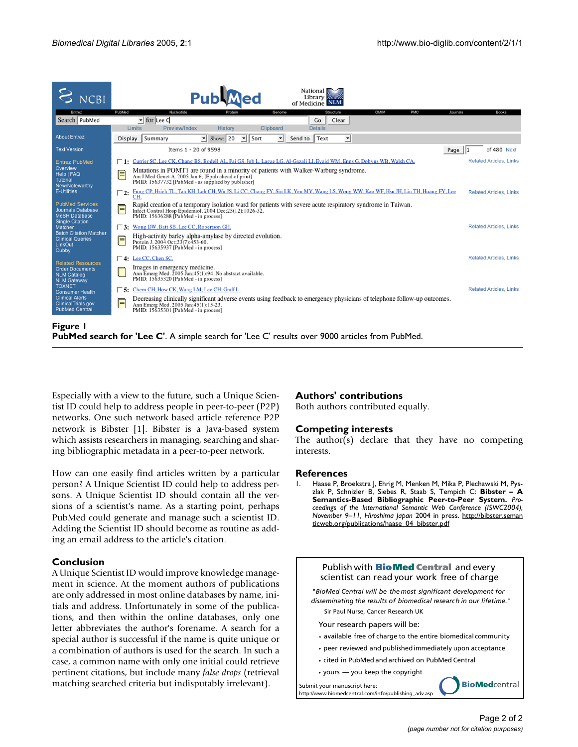**Figure 1**

**PubMed search for 'Lee C'**. A simple search for 'Lee C' results over 9000 articles from PubMed.

Especially with a view to the future, such a Unique Scientist ID could help to address people in peer-to-peer (P2P) networks. One such network based article reference P2P network is Bibster [1]. Bibster is a Java-based system which assists researchers in managing, searching and sharing bibliographic metadata in a peer-to-peer network.

How can one easily find articles written by a particular person? A Unique Scientist ID could help to address persons. A Unique Scientist ID should contain all the versions of a scientist's name. As a starting point, perhaps PubMed could generate and manage such a scientist ID. Adding the Scientist ID should become as routine as adding an email address to the article's citation.

## Conclusion

A Unique Scientist ID would improve knowledge management in science. At the moment authors of publications are only addressed in most online databases by name, initials and address. Unfortunately in some of the publications, and then within the online databases, only one letter abbreviates the author's forename. A search for a special author is successful if the name is quite unique or a combination of authors is used for the search. In such a case, a common name with only one initial could retrieve pertinent citations, but include many *false drops* (retrieval matching searched criteria but indisputably irrelevant).

## Authors' contributions

Both authors contributed equally.

## Competing interests

The author(s) declare that they have no competing interests.

## References

1. Haase P, Broekstra J, Ehrig M, Menken M, Mika P, Plechawski M, Pyszlak P, Schnizler B, Siebes R, Staab S, Tempich C: **Bibster – A Semantics-Based Bibliographic Peer-to-Peer System.** *Proceedings of the International Semantic Web Conference (ISWC2004), November 9–11, Hiroshima Japan* 2004 in press. http://bibster.semanticweb.org/publications/haase_04_bibster.pdf

Publish with **BioMed Central** and every scientist can read your work free of charge

*"BioMed Central will be the most significant development for disseminating the results of biomedical research in our lifetime."*

Sir Paul Nurse, Cancer Research UK

Your research papers will be:

- available free of charge to the entire biomedical community
- peer reviewed and published immediately upon acceptance
- cited in PubMed and archived on PubMed Central
- yours — you keep the copyright

Submit your manuscript here:
http://www.biomedcentral.com/info/publishing_adv.asp

BioMedcentral